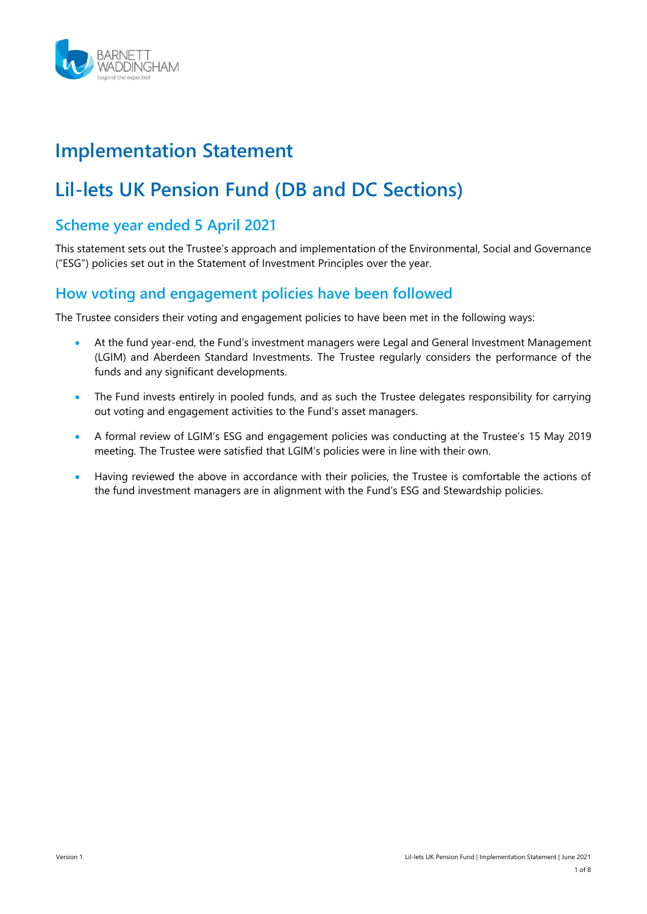# Implementation Statement

# Lil-lets UK Pension Fund (DB and DC Sections)

## Scheme year ended 5 April 2021

This statement sets out the Trustee's approach and implementation of the Environmental, Social and Governance ("ESG") policies set out in the Statement of Investment Principles over the year.

## How voting and engagement policies have been followed

The Trustee considers their voting and engagement policies to have been met in the following ways:

- At the fund year-end, the Fund's investment managers were Legal and General Investment Management (LGIM) and Aberdeen Standard Investments. The Trustee regularly considers the performance of the funds and any significant developments.
- The Fund invests entirely in pooled funds, and as such the Trustee delegates responsibility for carrying out voting and engagement activities to the Fund's asset managers.
- A formal review of LGIM's ESG and engagement policies was conducting at the Trustee's 15 May 2019 meeting. The Trustee were satisfied that LGIM's policies were in line with their own.
- Having reviewed the above in accordance with their policies, the Trustee is comfortable the actions of the fund investment managers are in alignment with the Fund's ESG and Stewardship policies.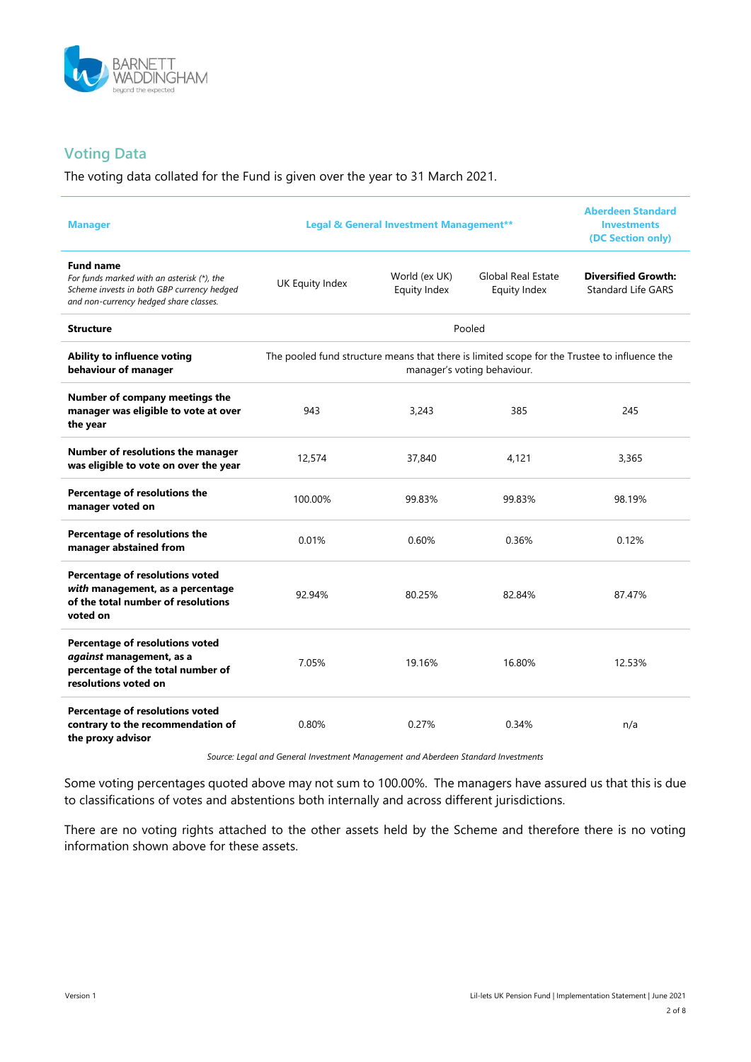## Voting Data

The voting data collated for the Fund is given over the year to 31 March 2021.

| Manager | Legal & General Investment Management** | | | Aberdeen Standard Investments (DC Section only) |
|---|---|---|---|---|
| **Fund name**<br>*For funds marked with an asterisk (*), the Scheme invests in both GBP currency hedged and non-currency hedged share classes.* | UK Equity Index | World (ex UK) Equity Index | Global Real Estate Equity Index | **Diversified Growth:** Standard Life GARS |
| **Structure** | Pooled | | | |
| **Ability to influence voting behaviour of manager** | The pooled fund structure means that there is limited scope for the Trustee to influence the manager's voting behaviour. | | | |
| **Number of company meetings the manager was eligible to vote at over the year** | 943 | 3,243 | 385 | 245 |
| **Number of resolutions the manager was eligible to vote on over the year** | 12,574 | 37,840 | 4,121 | 3,365 |
| **Percentage of resolutions the manager voted on** | 100.00% | 99.83% | 99.83% | 98.19% |
| **Percentage of resolutions the manager abstained from** | 0.01% | 0.60% | 0.36% | 0.12% |
| **Percentage of resolutions voted *with* management, as a percentage of the total number of resolutions voted on** | 92.94% | 80.25% | 82.84% | 87.47% |
| **Percentage of resolutions voted *against* management, as a percentage of the total number of resolutions voted on** | 7.05% | 19.16% | 16.80% | 12.53% |
| **Percentage of resolutions voted contrary to the recommendation of the proxy advisor** | 0.80% | 0.27% | 0.34% | n/a |

*Source: Legal and General Investment Management and Aberdeen Standard Investments*

Some voting percentages quoted above may not sum to 100.00%. The managers have assured us that this is due to classifications of votes and abstentions both internally and across different jurisdictions.

There are no voting rights attached to the other assets held by the Scheme and therefore there is no voting information shown above for these assets.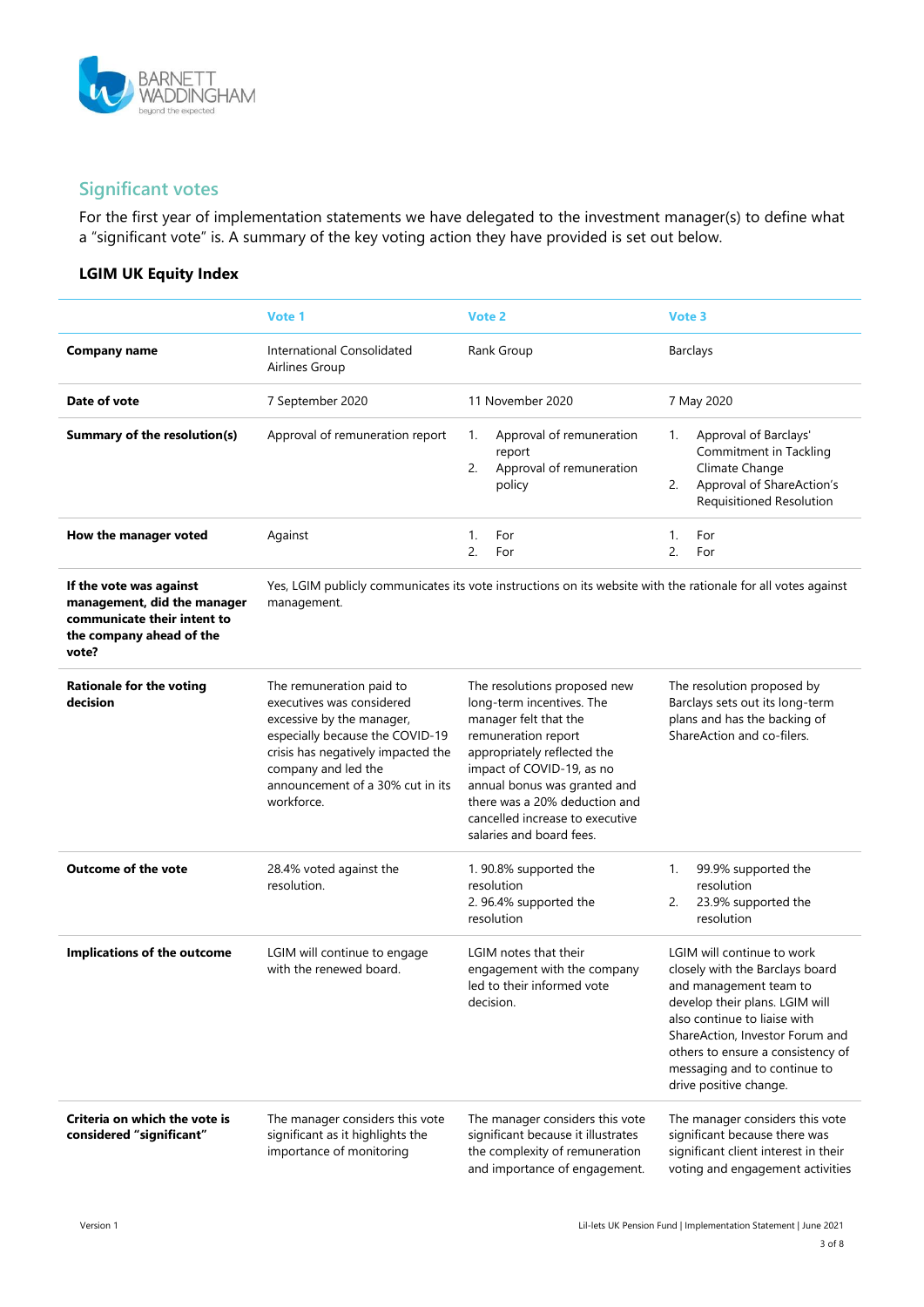## Significant votes

For the first year of implementation statements we have delegated to the investment manager(s) to define what a "significant vote" is. A summary of the key voting action they have provided is set out below.

### LGIM UK Equity Index

| | Vote 1 | Vote 2 | Vote 3 |
|---|---|---|---|
| **Company name** | International Consolidated Airlines Group | Rank Group | Barclays |
| **Date of vote** | 7 September 2020 | 11 November 2020 | 7 May 2020 |
| **Summary of the resolution(s)** | Approval of remuneration report | 1. Approval of remuneration report<br>2. Approval of remuneration policy | 1. Approval of Barclays' Commitment in Tackling Climate Change<br>2. Approval of ShareAction's Requisitioned Resolution |
| **How the manager voted** | Against | 1. For<br>2. For | 1. For<br>2. For |
| **If the vote was against management, did the manager communicate their intent to the company ahead of the vote?** | Yes, LGIM publicly communicates its vote instructions on its website with the rationale for all votes against management. | | |
| **Rationale for the voting decision** | The remuneration paid to executives was considered excessive by the manager, especially because the COVID-19 crisis has negatively impacted the company and led the announcement of a 30% cut in its workforce. | The resolutions proposed new long-term incentives. The manager felt that the remuneration report appropriately reflected the impact of COVID-19, as no annual bonus was granted and there was a 20% deduction and cancelled increase to executive salaries and board fees. | The resolution proposed by Barclays sets out its long-term plans and has the backing of ShareAction and co-filers. |
| **Outcome of the vote** | 28.4% voted against the resolution. | 1. 90.8% supported the resolution<br>2. 96.4% supported the resolution | 1. 99.9% supported the resolution<br>2. 23.9% supported the resolution |
| **Implications of the outcome** | LGIM will continue to engage with the renewed board. | LGIM notes that their engagement with the company led to their informed vote decision. | LGIM will continue to work closely with the Barclays board and management team to develop their plans. LGIM will also continue to liaise with ShareAction, Investor Forum and others to ensure a consistency of messaging and to continue to drive positive change. |
| **Criteria on which the vote is considered "significant"** | The manager considers this vote significant as it highlights the importance of monitoring | The manager considers this vote significant because it illustrates the complexity of remuneration and importance of engagement. | The manager considers this vote significant because there was significant client interest in their voting and engagement activities |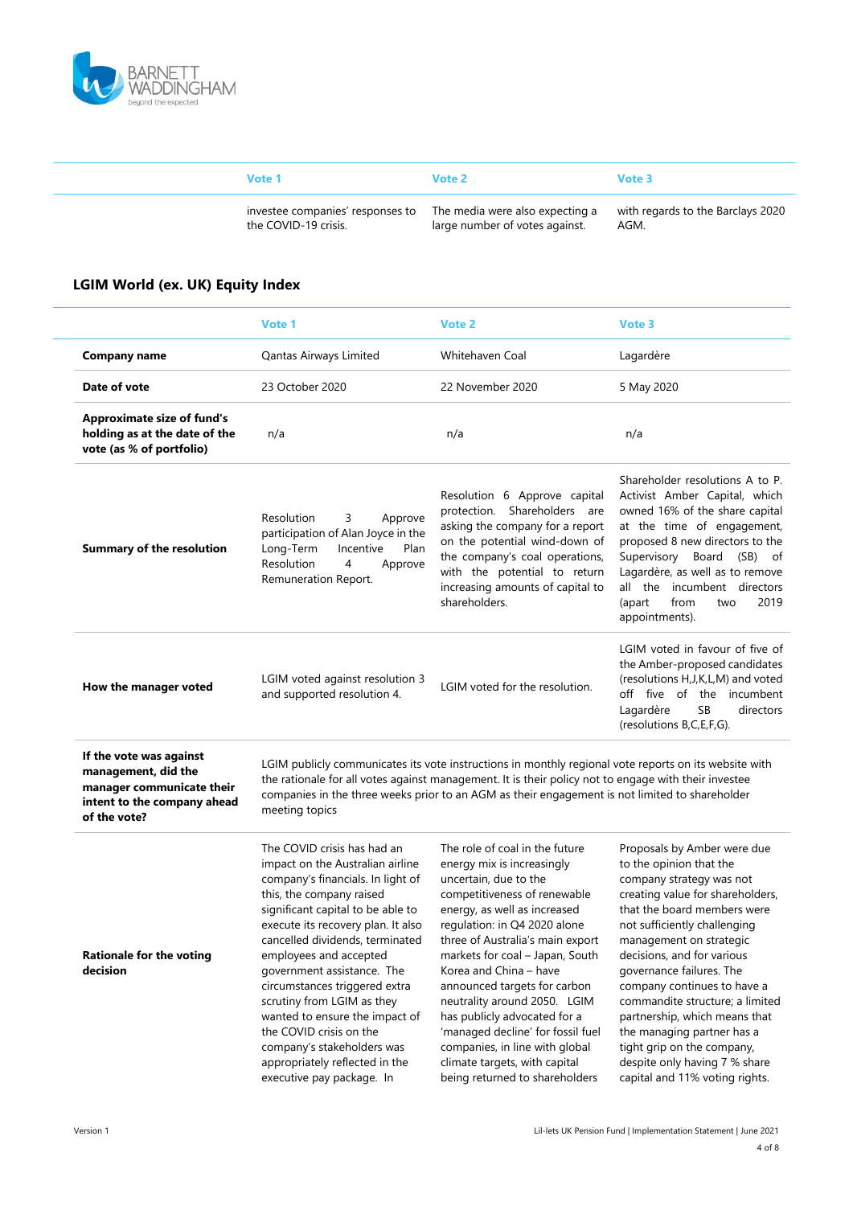| | Vote 1 | Vote 2 | Vote 3 |
|---|---|---|---|
| | investee companies' responses to the COVID-19 crisis. | The media were also expecting a large number of votes against. | with regards to the Barclays 2020 AGM. |

## LGIM World (ex. UK) Equity Index

| | Vote 1 | Vote 2 | Vote 3 |
|---|---|---|---|
| **Company name** | Qantas Airways Limited | Whitehaven Coal | Lagardère |
| **Date of vote** | 23 October 2020 | 22 November 2020 | 5 May 2020 |
| **Approximate size of fund's holding as at the date of the vote (as % of portfolio)** | n/a | n/a | n/a |
| **Summary of the resolution** | Resolution 3 Approve participation of Alan Joyce in the Long-Term Incentive Plan Resolution 4 Approve Remuneration Report. | Resolution 6 Approve capital protection. Shareholders are asking the company for a report on the potential wind-down of the company's coal operations, with the potential to return increasing amounts of capital to shareholders. | Shareholder resolutions A to P. Activist Amber Capital, which owned 16% of the share capital at the time of engagement, proposed 8 new directors to the Supervisory Board (SB) of Lagardère, as well as to remove all the incumbent directors (apart from two 2019 appointments). |
| **How the manager voted** | LGIM voted against resolution 3 and supported resolution 4. | LGIM voted for the resolution. | LGIM voted in favour of five of the Amber-proposed candidates (resolutions H,J,K,L,M) and voted off five of the incumbent Lagardère SB directors (resolutions B,C,E,F,G). |
| **If the vote was against management, did the manager communicate their intent to the company ahead of the vote?** | LGIM publicly communicates its vote instructions in monthly regional vote reports on its website with the rationale for all votes against management. It is their policy not to engage with their investee companies in the three weeks prior to an AGM as their engagement is not limited to shareholder meeting topics | | |
| **Rationale for the voting decision** | The COVID crisis has had an impact on the Australian airline company's financials. In light of this, the company raised significant capital to be able to execute its recovery plan. It also cancelled dividends, terminated employees and accepted government assistance. The circumstances triggered extra scrutiny from LGIM as they wanted to ensure the impact of the COVID crisis on the company's stakeholders was appropriately reflected in the executive pay package. In | The role of coal in the future energy mix is increasingly uncertain, due to the competitiveness of renewable energy, as well as increased regulation: in Q4 2020 alone three of Australia's main export markets for coal – Japan, South Korea and China – have announced targets for carbon neutrality around 2050. LGIM has publicly advocated for a 'managed decline' for fossil fuel companies, in line with global climate targets, with capital being returned to shareholders | Proposals by Amber were due to the opinion that the company strategy was not creating value for shareholders, that the board members were not sufficiently challenging management on strategic decisions, and for various governance failures. The company continues to have a commandite structure; a limited partnership, which means that the managing partner has a tight grip on the company, despite only having 7 % share capital and 11% voting rights. |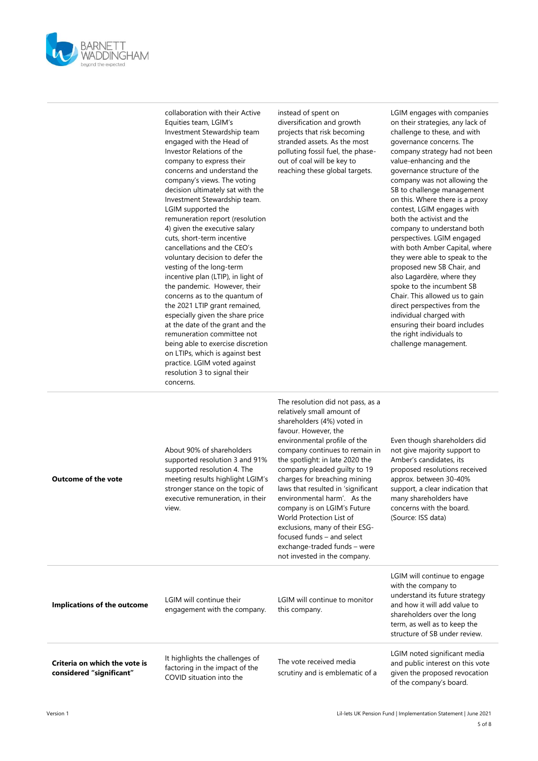| | | | |
|---|---|---|---|
| | collaboration with their Active Equities team, LGIM's Investment Stewardship team engaged with the Head of Investor Relations of the company to express their concerns and understand the company's views. The voting decision ultimately sat with the Investment Stewardship team. LGIM supported the remuneration report (resolution 4) given the executive salary cuts, short-term incentive cancellations and the CEO's voluntary decision to defer the vesting of the long-term incentive plan (LTIP), in light of the pandemic. However, their concerns as to the quantum of the 2021 LTIP grant remained, especially given the share price at the date of the grant and the remuneration committee not being able to exercise discretion on LTIPs, which is against best practice. LGIM voted against resolution 3 to signal their concerns. | instead of spent on diversification and growth projects that risk becoming stranded assets. As the most polluting fossil fuel, the phase-out of coal will be key to reaching these global targets. | LGIM engages with companies on their strategies, any lack of challenge to these, and with governance concerns. The company strategy had not been value-enhancing and the governance structure of the company was not allowing the SB to challenge management on this. Where there is a proxy contest, LGIM engages with both the activist and the company to understand both perspectives. LGIM engaged with both Amber Capital, where they were able to speak to the proposed new SB Chair, and also Lagardère, where they spoke to the incumbent SB Chair. This allowed us to gain direct perspectives from the individual charged with ensuring their board includes the right individuals to challenge management. |
| **Outcome of the vote** | About 90% of shareholders supported resolution 3 and 91% supported resolution 4. The meeting results highlight LGIM's stronger stance on the topic of executive remuneration, in their view. | The resolution did not pass, as a relatively small amount of shareholders (4%) voted in favour. However, the environmental profile of the company continues to remain in the spotlight: in late 2020 the company pleaded guilty to 19 charges for breaching mining laws that resulted in 'significant environmental harm'. As the company is on LGIM's Future World Protection List of exclusions, many of their ESG-focused funds – and select exchange-traded funds – were not invested in the company. | Even though shareholders did not give majority support to Amber's candidates, its proposed resolutions received approx. between 30-40% support, a clear indication that many shareholders have concerns with the board. (Source: ISS data) |
| **Implications of the outcome** | LGIM will continue their engagement with the company. | LGIM will continue to monitor this company. | LGIM will continue to engage with the company to understand its future strategy and how it will add value to shareholders over the long term, as well as to keep the structure of SB under review. |
| **Criteria on which the vote is considered "significant"** | It highlights the challenges of factoring in the impact of the COVID situation into the | The vote received media scrutiny and is emblematic of a | LGIM noted significant media and public interest on this vote given the proposed revocation of the company's board. |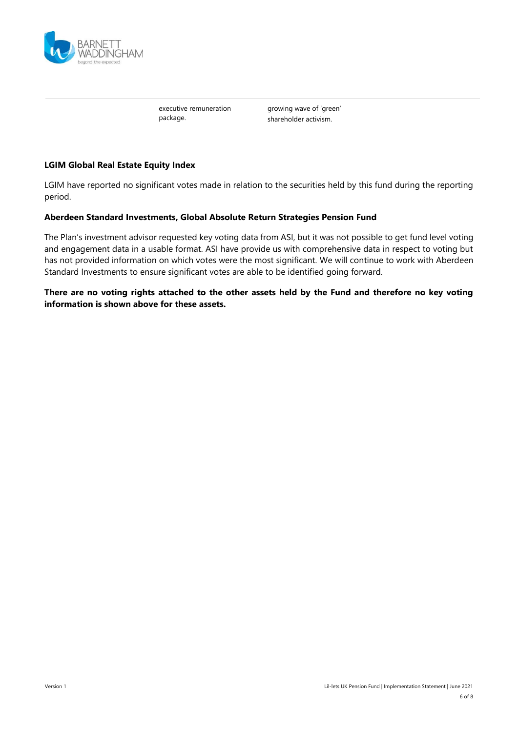| | executive remuneration package. | growing wave of 'green' shareholder activism. | |
|---|---|---|---|

**LGIM Global Real Estate Equity Index**

LGIM have reported no significant votes made in relation to the securities held by this fund during the reporting period.

**Aberdeen Standard Investments, Global Absolute Return Strategies Pension Fund**

The Plan's investment advisor requested key voting data from ASI, but it was not possible to get fund level voting and engagement data in a usable format. ASI have provide us with comprehensive data in respect to voting but has not provided information on which votes were the most significant. We will continue to work with Aberdeen Standard Investments to ensure significant votes are able to be identified going forward.

**There are no voting rights attached to the other assets held by the Fund and therefore no key voting information is shown above for these assets.**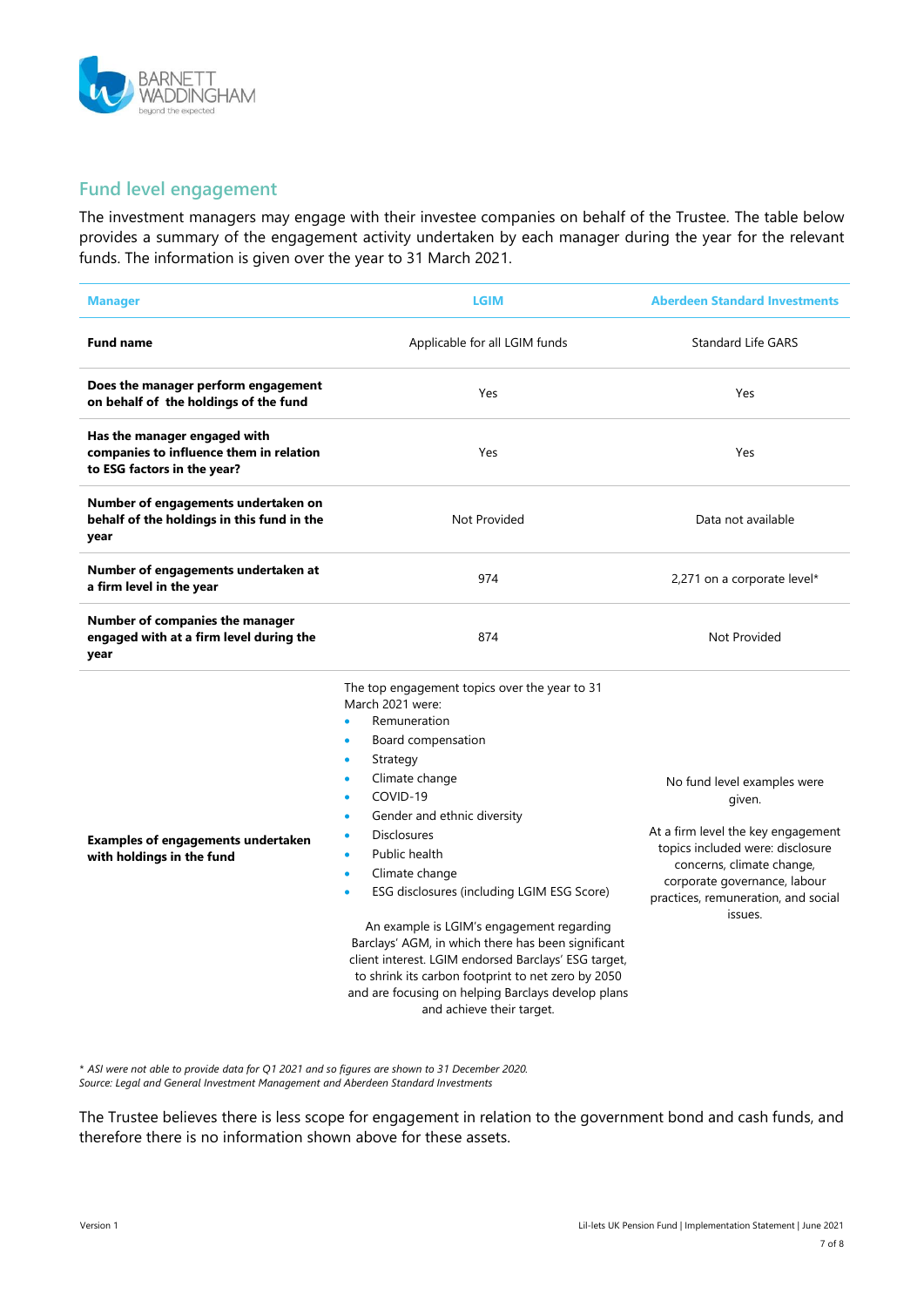## Fund level engagement

The investment managers may engage with their investee companies on behalf of the Trustee. The table below provides a summary of the engagement activity undertaken by each manager during the year for the relevant funds. The information is given over the year to 31 March 2021.

| Manager | LGIM | Aberdeen Standard Investments |
|---|---|---|
| **Fund name** | Applicable for all LGIM funds | Standard Life GARS |
| **Does the manager perform engagement on behalf of the holdings of the fund** | Yes | Yes |
| **Has the manager engaged with companies to influence them in relation to ESG factors in the year?** | Yes | Yes |
| **Number of engagements undertaken on behalf of the holdings in this fund in the year** | Not Provided | Data not available |
| **Number of engagements undertaken at a firm level in the year** | 974 | 2,271 on a corporate level* |
| **Number of companies the manager engaged with at a firm level during the year** | 874 | Not Provided |
| **Examples of engagements undertaken with holdings in the fund** | The top engagement topics over the year to 31 March 2021 were:<br>• Remuneration<br>• Board compensation<br>• Strategy<br>• Climate change<br>• COVID-19<br>• Gender and ethnic diversity<br>• Disclosures<br>• Public health<br>• Climate change<br>• ESG disclosures (including LGIM ESG Score)<br><br>An example is LGIM's engagement regarding Barclays' AGM, in which there has been significant client interest. LGIM endorsed Barclays' ESG target, to shrink its carbon footprint to net zero by 2050 and are focusing on helping Barclays develop plans and achieve their target. | No fund level examples were given.<br><br>At a firm level the key engagement topics included were: disclosure concerns, climate change, corporate governance, labour practices, remuneration, and social issues. |

*\* ASI were not able to provide data for Q1 2021 and so figures are shown to 31 December 2020.*
*Source: Legal and General Investment Management and Aberdeen Standard Investments*

The Trustee believes there is less scope for engagement in relation to the government bond and cash funds, and therefore there is no information shown above for these assets.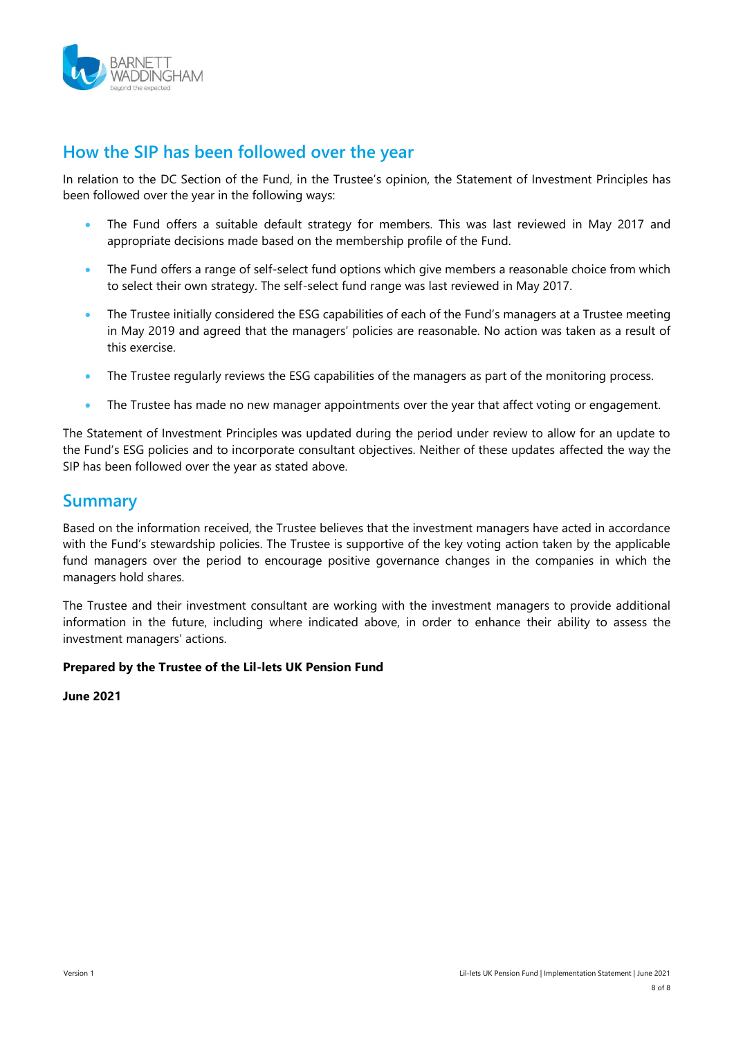## How the SIP has been followed over the year

In relation to the DC Section of the Fund, in the Trustee's opinion, the Statement of Investment Principles has been followed over the year in the following ways:

- The Fund offers a suitable default strategy for members. This was last reviewed in May 2017 and appropriate decisions made based on the membership profile of the Fund.
- The Fund offers a range of self-select fund options which give members a reasonable choice from which to select their own strategy. The self-select fund range was last reviewed in May 2017.
- The Trustee initially considered the ESG capabilities of each of the Fund's managers at a Trustee meeting in May 2019 and agreed that the managers' policies are reasonable. No action was taken as a result of this exercise.
- The Trustee regularly reviews the ESG capabilities of the managers as part of the monitoring process.
- The Trustee has made no new manager appointments over the year that affect voting or engagement.

The Statement of Investment Principles was updated during the period under review to allow for an update to the Fund's ESG policies and to incorporate consultant objectives. Neither of these updates affected the way the SIP has been followed over the year as stated above.

## Summary

Based on the information received, the Trustee believes that the investment managers have acted in accordance with the Fund's stewardship policies. The Trustee is supportive of the key voting action taken by the applicable fund managers over the period to encourage positive governance changes in the companies in which the managers hold shares.

The Trustee and their investment consultant are working with the investment managers to provide additional information in the future, including where indicated above, in order to enhance their ability to assess the investment managers' actions.

**Prepared by the Trustee of the Lil-lets UK Pension Fund**

**June 2021**